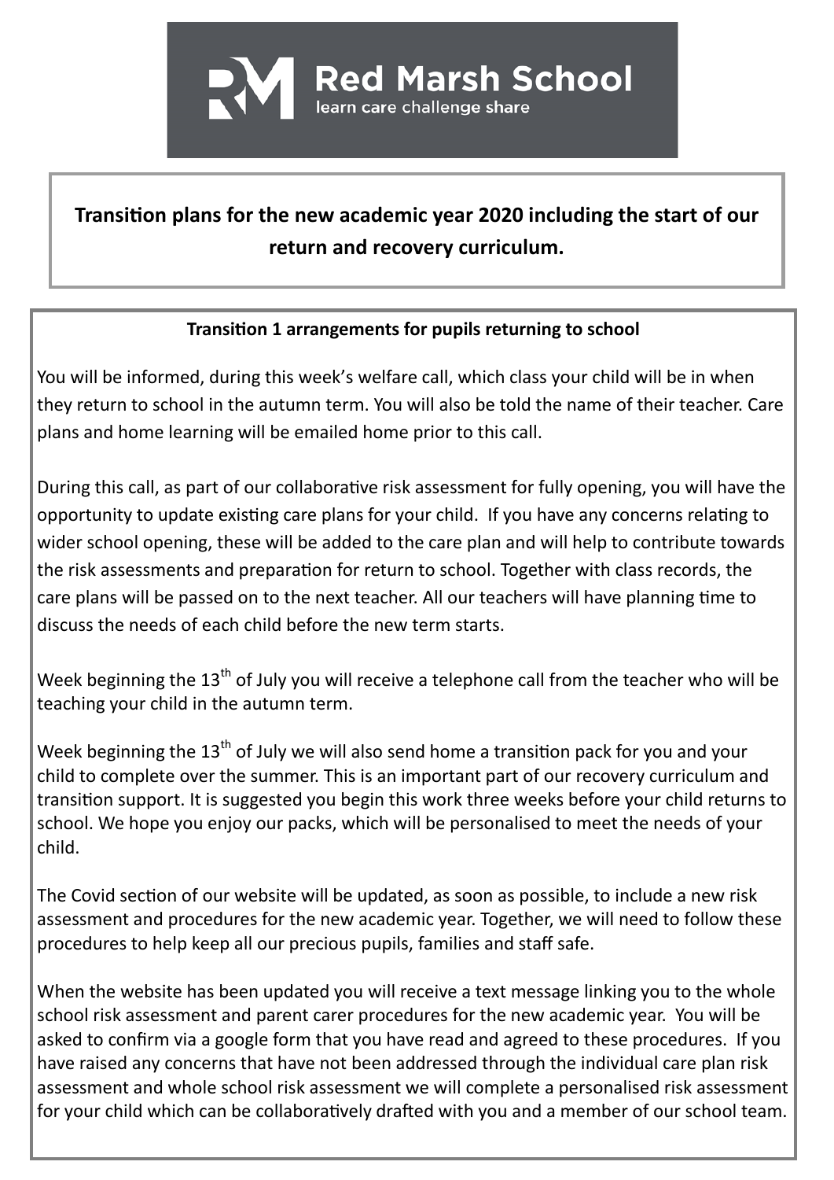**Red Marsh School**
learn care challenge share

# Transition plans for the new academic year 2020 including the start of our return and recovery curriculum.

## Transition 1 arrangements for pupils returning to school

You will be informed, during this week's welfare call, which class your child will be in when they return to school in the autumn term. You will also be told the name of their teacher. Care plans and home learning will be emailed home prior to this call.

During this call, as part of our collaborative risk assessment for fully opening, you will have the opportunity to update existing care plans for your child. If you have any concerns relating to wider school opening, these will be added to the care plan and will help to contribute towards the risk assessments and preparation for return to school. Together with class records, the care plans will be passed on to the next teacher. All our teachers will have planning time to discuss the needs of each child before the new term starts.

Week beginning the 13th of July you will receive a telephone call from the teacher who will be teaching your child in the autumn term.

Week beginning the 13th of July we will also send home a transition pack for you and your child to complete over the summer. This is an important part of our recovery curriculum and transition support. It is suggested you begin this work three weeks before your child returns to school. We hope you enjoy our packs, which will be personalised to meet the needs of your child.

The Covid section of our website will be updated, as soon as possible, to include a new risk assessment and procedures for the new academic year. Together, we will need to follow these procedures to help keep all our precious pupils, families and staff safe.

When the website has been updated you will receive a text message linking you to the whole school risk assessment and parent carer procedures for the new academic year. You will be asked to confirm via a google form that you have read and agreed to these procedures. If you have raised any concerns that have not been addressed through the individual care plan risk assessment and whole school risk assessment we will complete a personalised risk assessment for your child which can be collaboratively drafted with you and a member of our school team.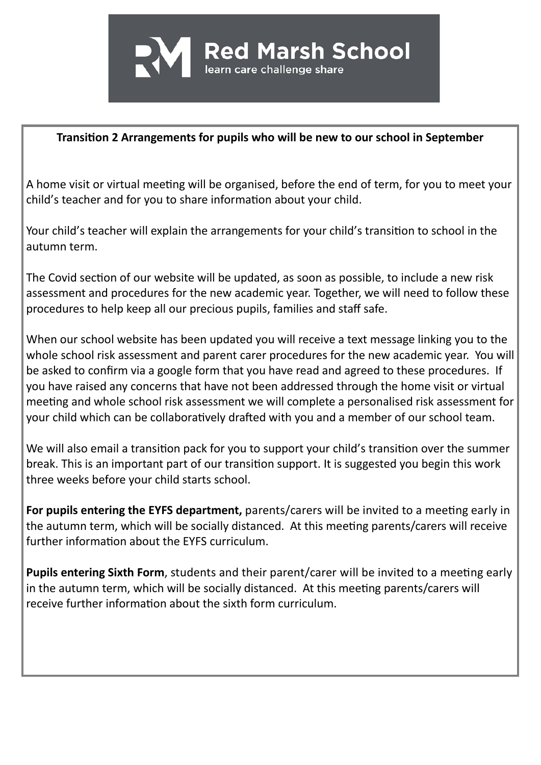**Red Marsh School**

learn care challenge share

**Transition 2 Arrangements for pupils who will be new to our school in September**

A home visit or virtual meeting will be organised, before the end of term, for you to meet your child's teacher and for you to share information about your child.

Your child's teacher will explain the arrangements for your child's transition to school in the autumn term.

The Covid section of our website will be updated, as soon as possible, to include a new risk assessment and procedures for the new academic year. Together, we will need to follow these procedures to help keep all our precious pupils, families and staff safe.

When our school website has been updated you will receive a text message linking you to the whole school risk assessment and parent carer procedures for the new academic year. You will be asked to confirm via a google form that you have read and agreed to these procedures. If you have raised any concerns that have not been addressed through the home visit or virtual meeting and whole school risk assessment we will complete a personalised risk assessment for your child which can be collaboratively drafted with you and a member of our school team.

We will also email a transition pack for you to support your child's transition over the summer break. This is an important part of our transition support. It is suggested you begin this work three weeks before your child starts school.

**For pupils entering the EYFS department,** parents/carers will be invited to a meeting early in the autumn term, which will be socially distanced. At this meeting parents/carers will receive further information about the EYFS curriculum.

**Pupils entering Sixth Form**, students and their parent/carer will be invited to a meeting early in the autumn term, which will be socially distanced. At this meeting parents/carers will receive further information about the sixth form curriculum.